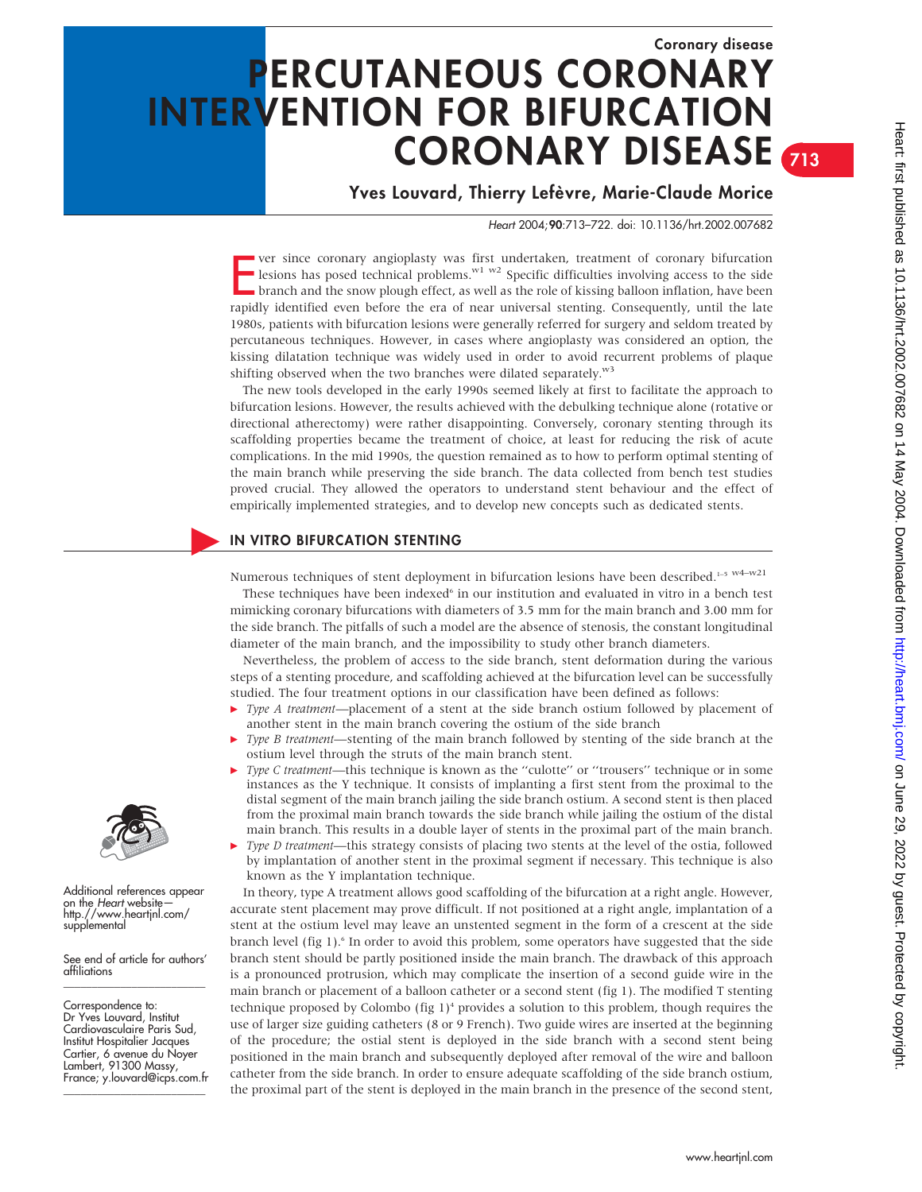Coronary disease

# PERCUTANEOUS CORONARY INTERVENTION FOR BIFURCATION CORONARY DISEASE

**Yves Louvard, Thierry Lefèvre, Marie-Claude Morice**

*Heart* 2004;**90**:713–722. doi: 10.1136/hrt.2002.007682

Ever since coronary angioplasty was first undertaken, treatment of coronary bifurcation lesions has posed technical problems.[w1 w2] Specific difficulties involving access to the side branch and the snow plough effect, as well as the role of kissing balloon inflation, have been rapidly identified even before the era of near universal stenting. Consequently, until the late 1980s, patients with bifurcation lesions were generally referred for surgery and seldom treated by percutaneous techniques. However, in cases where angioplasty was considered an option, the kissing dilatation technique was widely used in order to avoid recurrent problems of plaque shifting observed when the two branches were dilated separately.[w3]

The new tools developed in the early 1990s seemed likely at first to facilitate the approach to bifurcation lesions. However, the results achieved with the debulking technique alone (rotative or directional atherectomy) were rather disappointing. Conversely, coronary stenting through its scaffolding properties became the treatment of choice, at least for reducing the risk of acute complications. In the mid 1990s, the question remained as to how to perform optimal stenting of the main branch while preserving the side branch. The data collected from bench test studies proved crucial. They allowed the operators to understand stent behaviour and the effect of empirically implemented strategies, and to develop new concepts such as dedicated stents.

## IN VITRO BIFURCATION STENTING

Numerous techniques of stent deployment in bifurcation lesions have been described.[1–5 w4–w21]

These techniques have been indexed[6] in our institution and evaluated in vitro in a bench test mimicking coronary bifurcations with diameters of 3.5 mm for the main branch and 3.00 mm for the side branch. The pitfalls of such a model are the absence of stenosis, the constant longitudinal diameter of the main branch, and the impossibility to study other branch diameters.

Nevertheless, the problem of access to the side branch, stent deformation during the various steps of a stenting procedure, and scaffolding achieved at the bifurcation level can be successfully studied. The four treatment options in our classification have been defined as follows:

- *Type A treatment*—placement of a stent at the side branch ostium followed by placement of another stent in the main branch covering the ostium of the side branch
- *Type B treatment*—stenting of the main branch followed by stenting of the side branch at the ostium level through the struts of the main branch stent.
- *Type C treatment*—this technique is known as the "culotte" or "trousers" technique or in some instances as the Y technique. It consists of implanting a first stent from the proximal to the distal segment of the main branch jailing the side branch ostium. A second stent is then placed from the proximal main branch towards the side branch while jailing the ostium of the distal main branch. This results in a double layer of stents in the proximal part of the main branch.
- *Type D treatment*—this strategy consists of placing two stents at the level of the ostia, followed by implantation of another stent in the proximal segment if necessary. This technique is also known as the Y implantation technique.

In theory, type A treatment allows good scaffolding of the bifurcation at a right angle. However, accurate stent placement may prove difficult. If not positioned at a right angle, implantation of a stent at the ostium level may leave an unstented segment in the form of a crescent at the side branch level (fig 1).[6] In order to avoid this problem, some operators have suggested that the side branch stent should be partly positioned inside the main branch. The drawback of this approach is a pronounced protrusion, which may complicate the insertion of a second guide wire in the main branch or placement of a balloon catheter or a second stent (fig 1). The modified T stenting technique proposed by Colombo (fig 1)[4] provides a solution to this problem, though requires the use of larger size guiding catheters (8 or 9 French). Two guide wires are inserted at the beginning of the procedure; the ostial stent is deployed in the side branch with a second stent being positioned in the main branch and subsequently deployed after removal of the wire and balloon catheter from the side branch. In order to ensure adequate scaffolding of the side branch ostium, the proximal part of the stent is deployed in the main branch in the presence of the second stent,

Additional references appear on the *Heart* website—http://www.heartjnl.com/supplemental

See end of article for authors' affiliations

Correspondence to: Dr Yves Louvard, Institut Cardiovasculaire Paris Sud, Institut Hospitalier Jacques Cartier, 6 avenue du Noyer Lambert, 91300 Massy, France; y.louvard@icps.com.fr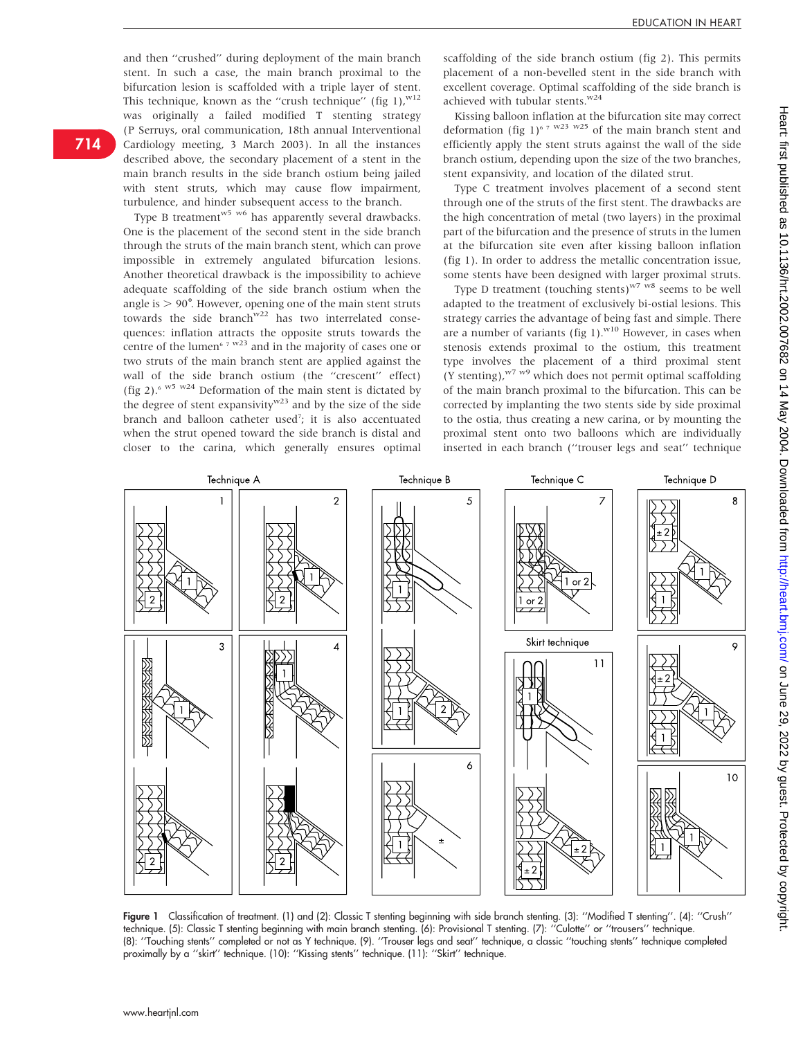and then "crushed" during deployment of the main branch stent. In such a case, the main branch proximal to the bifurcation lesion is scaffolded with a triple layer of stent. This technique, known as the "crush technique" (fig 1),[w12] was originally a failed modified T stenting strategy (P Serruys, oral communication, 18th annual Interventional Cardiology meeting, 3 March 2003). In all the instances described above, the secondary placement of a stent in the main branch results in the side branch ostium being jailed with stent struts, which may cause flow impairment, turbulence, and hinder subsequent access to the branch.

Type B treatment[w5 w6] has apparently several drawbacks. One is the placement of the second stent in the side branch through the struts of the main branch stent, which can prove impossible in extremely angulated bifurcation lesions. Another theoretical drawback is the impossibility to achieve adequate scaffolding of the side branch ostium when the angle is > 90°. However, opening one of the main stent struts towards the side branch[w22] has two interrelated consequences: inflation attracts the opposite struts towards the centre of the lumen[6 7 w23] and in the majority of cases one or two struts of the main branch stent are applied against the wall of the side branch ostium (the "crescent" effect) (fig 2).[6 w5 w24] Deformation of the main stent is dictated by the degree of stent expansivity[w23] and by the size of the side branch and balloon catheter used[7]; it is also accentuated when the strut opened toward the side branch is distal and closer to the carina, which generally ensures optimal scaffolding of the side branch ostium (fig 2). This permits placement of a non-bevelled stent in the side branch with excellent coverage. Optimal scaffolding of the side branch is achieved with tubular stents.[w24]

Kissing balloon inflation at the bifurcation site may correct deformation (fig 1)[6 7 w23 w25] of the main branch stent and efficiently apply the stent struts against the wall of the side branch ostium, depending upon the size of the two branches, stent expansivity, and location of the dilated strut.

Type C treatment involves placement of a second stent through one of the struts of the first stent. The drawbacks are the high concentration of metal (two layers) in the proximal part of the bifurcation and the presence of struts in the lumen at the bifurcation site even after kissing balloon inflation (fig 1). In order to address the metallic concentration issue, some stents have been designed with larger proximal struts.

Type D treatment (touching stents)[w7 w8] seems to be well adapted to the treatment of exclusively bi-ostial lesions. This strategy carries the advantage of being fast and simple. There are a number of variants (fig 1).[w10] However, in cases when stenosis extends proximal to the ostium, this treatment type involves the placement of a third proximal stent (Y stenting),[w7 w9] which does not permit optimal scaffolding of the main branch proximal to the bifurcation. This can be corrected by implanting the two stents side by side proximal to the ostia, thus creating a new carina, or by mounting the proximal stent onto two balloons which are individually inserted in each branch ("trouser legs and seat" technique

**Figure 1** Classification of treatment. (1) and (2): Classic T stenting beginning with side branch stenting. (3): "Modified T stenting". (4): "Crush" technique. (5): Classic T stenting beginning with main branch stenting. (6): Provisional T stenting. (7): "Culotte" or "trousers" technique. (8): "Touching stents" completed or not as Y technique. (9). "Trouser legs and seat" technique, a classic "touching stents" technique completed proximally by a "skirt" technique. (10): "Kissing stents" technique. (11): "Skirt" technique.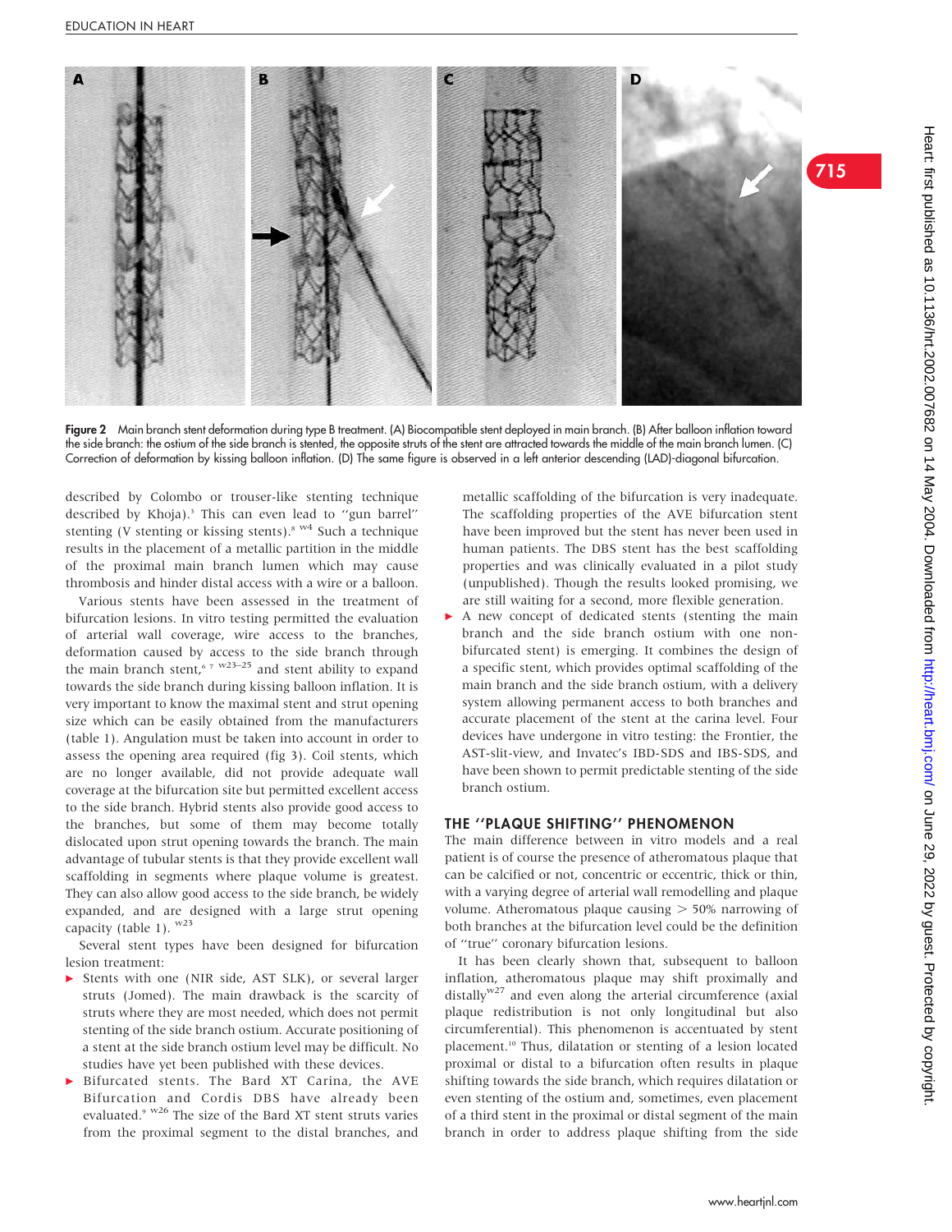Figure 2 Main branch stent deformation during type B treatment. (A) Biocompatible stent deployed in main branch. (B) After balloon inflation toward the side branch: the ostium of the side branch is stented, the opposite struts of the stent are attracted towards the middle of the main branch lumen. (C) Correction of deformation by kissing balloon inflation. (D) The same figure is observed in a left anterior descending (LAD)-diagonal bifurcation.

described by Colombo or trouser-like stenting technique described by Khoja).[3] This can even lead to "gun barrel" stenting (V stenting or kissing stents).[8 w4] Such a technique results in the placement of a metallic partition in the middle of the proximal main branch lumen which may cause thrombosis and hinder distal access with a wire or a balloon.

Various stents have been assessed in the treatment of bifurcation lesions. In vitro testing permitted the evaluation of arterial wall coverage, wire access to the branches, deformation caused by access to the side branch through the main branch stent,[6 7 w23–25] and stent ability to expand towards the side branch during kissing balloon inflation. It is very important to know the maximal stent and strut opening size which can be easily obtained from the manufacturers (table 1). Angulation must be taken into account in order to assess the opening area required (fig 3). Coil stents, which are no longer available, did not provide adequate wall coverage at the bifurcation site but permitted excellent access to the side branch. Hybrid stents also provide good access to the branches, but some of them may become totally dislocated upon strut opening towards the branch. The main advantage of tubular stents is that they provide excellent wall scaffolding in segments where plaque volume is greatest. They can also allow good access to the side branch, be widely expanded, and are designed with a large strut opening capacity (table 1).[w23]

Several stent types have been designed for bifurcation lesion treatment:

- Stents with one (NIR side, AST SLK), or several larger struts (Jomed). The main drawback is the scarcity of struts where they are most needed, which does not permit stenting of the side branch ostium. Accurate positioning of a stent at the side branch ostium level may be difficult. No studies have yet been published with these devices.
- Bifurcated stents. The Bard XT Carina, the AVE Bifurcation and Cordis DBS have already been evaluated.[9 w26] The size of the Bard XT stent struts varies from the proximal segment to the distal branches, and metallic scaffolding of the bifurcation is very inadequate. The scaffolding properties of the AVE bifurcation stent have been improved but the stent has never been used in human patients. The DBS stent has the best scaffolding properties and was clinically evaluated in a pilot study (unpublished). Though the results looked promising, we are still waiting for a second, more flexible generation.
- A new concept of dedicated stents (stenting the main branch and the side branch ostium with one non-bifurcated stent) is emerging. It combines the design of a specific stent, which provides optimal scaffolding of the main branch and the side branch ostium, with a delivery system allowing permanent access to both branches and accurate placement of the stent at the carina level. Four devices have undergone in vitro testing: the Frontier, the AST-slit-view, and Invatec's IBD-SDS and IBS-SDS, and have been shown to permit predictable stenting of the side branch ostium.

## THE "PLAQUE SHIFTING" PHENOMENON

The main difference between in vitro models and a real patient is of course the presence of atheromatous plaque that can be calcified or not, concentric or eccentric, thick or thin, with a varying degree of arterial wall remodelling and plaque volume. Atheromatous plaque causing > 50% narrowing of both branches at the bifurcation level could be the definition of "true" coronary bifurcation lesions.

It has been clearly shown that, subsequent to balloon inflation, atheromatous plaque may shift proximally and distally[w27] and even along the arterial circumference (axial plaque redistribution is not only longitudinal but also circumferential). This phenomenon is accentuated by stent placement.[10] Thus, dilatation or stenting of a lesion located proximal or distal to a bifurcation often results in plaque shifting towards the side branch, which requires dilatation or even stenting of the ostium and, sometimes, even placement of a third stent in the proximal or distal segment of the main branch in order to address plaque shifting from the side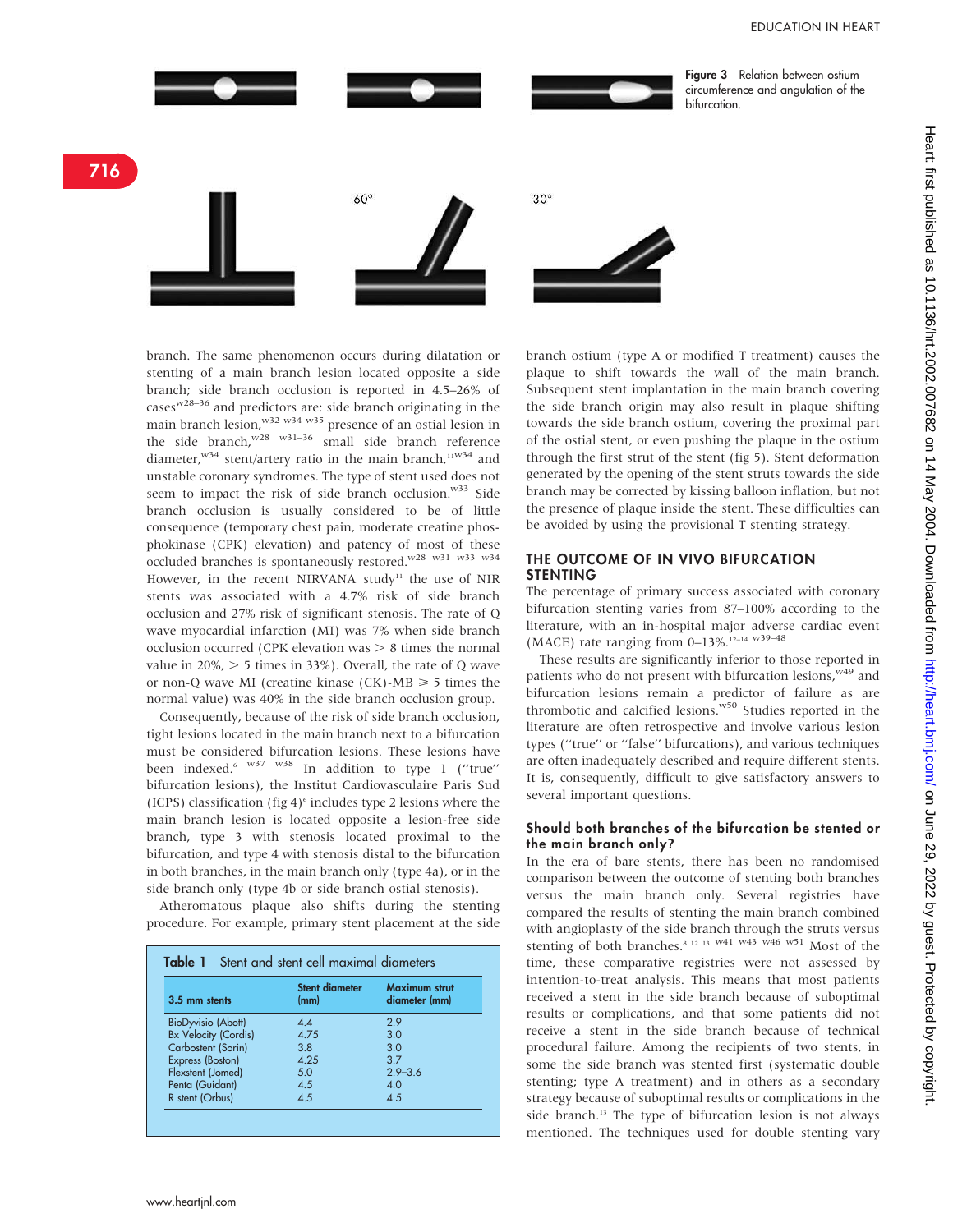Figure 3 Relation between ostium circumference and angulation of the bifurcation.

branch. The same phenomenon occurs during dilatation or stenting of a main branch lesion located opposite a side branch; side branch occlusion is reported in 4.5–26% of cases[w28–36] and predictors are: side branch originating in the main branch lesion,[w32 w34 w35] presence of an ostial lesion in the side branch,[w28 w31–36] small side branch reference diameter,[w34] stent/artery ratio in the main branch,[11w34] and unstable coronary syndromes. The type of stent used does not seem to impact the risk of side branch occlusion.[w33] Side branch occlusion is usually considered to be of little consequence (temporary chest pain, moderate creatine phosphokinase (CPK) elevation) and patency of most of these occluded branches is spontaneously restored.[w28 w31 w33 w34] However, in the recent NIRVANA study[11] the use of NIR stents was associated with a 4.7% risk of side branch occlusion and 27% risk of significant stenosis. The rate of Q wave myocardial infarction (MI) was 7% when side branch occlusion occurred (CPK elevation was > 8 times the normal value in 20%, > 5 times in 33%). Overall, the rate of Q wave or non-Q wave MI (creatine kinase (CK)-MB ⩾ 5 times the normal value) was 40% in the side branch occlusion group.

Consequently, because of the risk of side branch occlusion, tight lesions located in the main branch next to a bifurcation must be considered bifurcation lesions. These lesions have been indexed.[6 w37 w38] In addition to type 1 ("true" bifurcation lesions), the Institut Cardiovasculaire Paris Sud (ICPS) classification (fig 4)[6] includes type 2 lesions where the main branch lesion is located opposite a lesion-free side branch, type 3 with stenosis located proximal to the bifurcation, and type 4 with stenosis distal to the bifurcation in both branches, in the main branch only (type 4a), or in the side branch only (type 4b or side branch ostial stenosis).

Atheromatous plaque also shifts during the stenting procedure. For example, primary stent placement at the side branch ostium (type A or modified T treatment) causes the plaque to shift towards the wall of the main branch. Subsequent stent implantation in the main branch covering the side branch origin may also result in plaque shifting towards the side branch ostium, covering the proximal part of the ostial stent, or even pushing the plaque in the ostium through the first strut of the stent (fig 5). Stent deformation generated by the opening of the stent struts towards the side branch may be corrected by kissing balloon inflation, but not the presence of plaque inside the stent. These difficulties can be avoided by using the provisional T stenting strategy.

**Table 1** Stent and stent cell maximal diameters

| 3.5 mm stents | Stent diameter (mm) | Maximum strut diameter (mm) |
|---|---|---|
| BioDyvisio (Abott) | 4.4 | 2.9 |
| Bx Velocity (Cordis) | 4.75 | 3.0 |
| Carbostent (Sorin) | 3.8 | 3.0 |
| Express (Boston) | 4.25 | 3.7 |
| Flexstent (Jomed) | 5.0 | 2.9–3.6 |
| Penta (Guidant) | 4.5 | 4.0 |
| R stent (Orbus) | 4.5 | 4.5 |

## THE OUTCOME OF IN VIVO BIFURCATION STENTING

The percentage of primary success associated with coronary bifurcation stenting varies from 87–100% according to the literature, with an in-hospital major adverse cardiac event (MACE) rate ranging from 0–13%.[12–14 w39–48]

These results are significantly inferior to those reported in patients who do not present with bifurcation lesions,[w49] and bifurcation lesions remain a predictor of failure as are thrombotic and calcified lesions.[w50] Studies reported in the literature are often retrospective and involve various lesion types ("true" or "false" bifurcations), and various techniques are often inadequately described and require different stents. It is, consequently, difficult to give satisfactory answers to several important questions.

### Should both branches of the bifurcation be stented or the main branch only?

In the era of bare stents, there has been no randomised comparison between the outcome of stenting both branches versus the main branch only. Several registries have compared the results of stenting the main branch combined with angioplasty of the side branch through the struts versus stenting of both branches.[8 12 13 w41 w43 w46 w51] Most of the time, these comparative registries were not assessed by intention-to-treat analysis. This means that most patients received a stent in the side branch because of suboptimal results or complications, and that some patients did not receive a stent in the side branch because of technical procedural failure. Among the recipients of two stents, in some the side branch was stented first (systematic double stenting; type A treatment) and in others as a secondary strategy because of suboptimal results or complications in the side branch.[13] The type of bifurcation lesion is not always mentioned. The techniques used for double stenting vary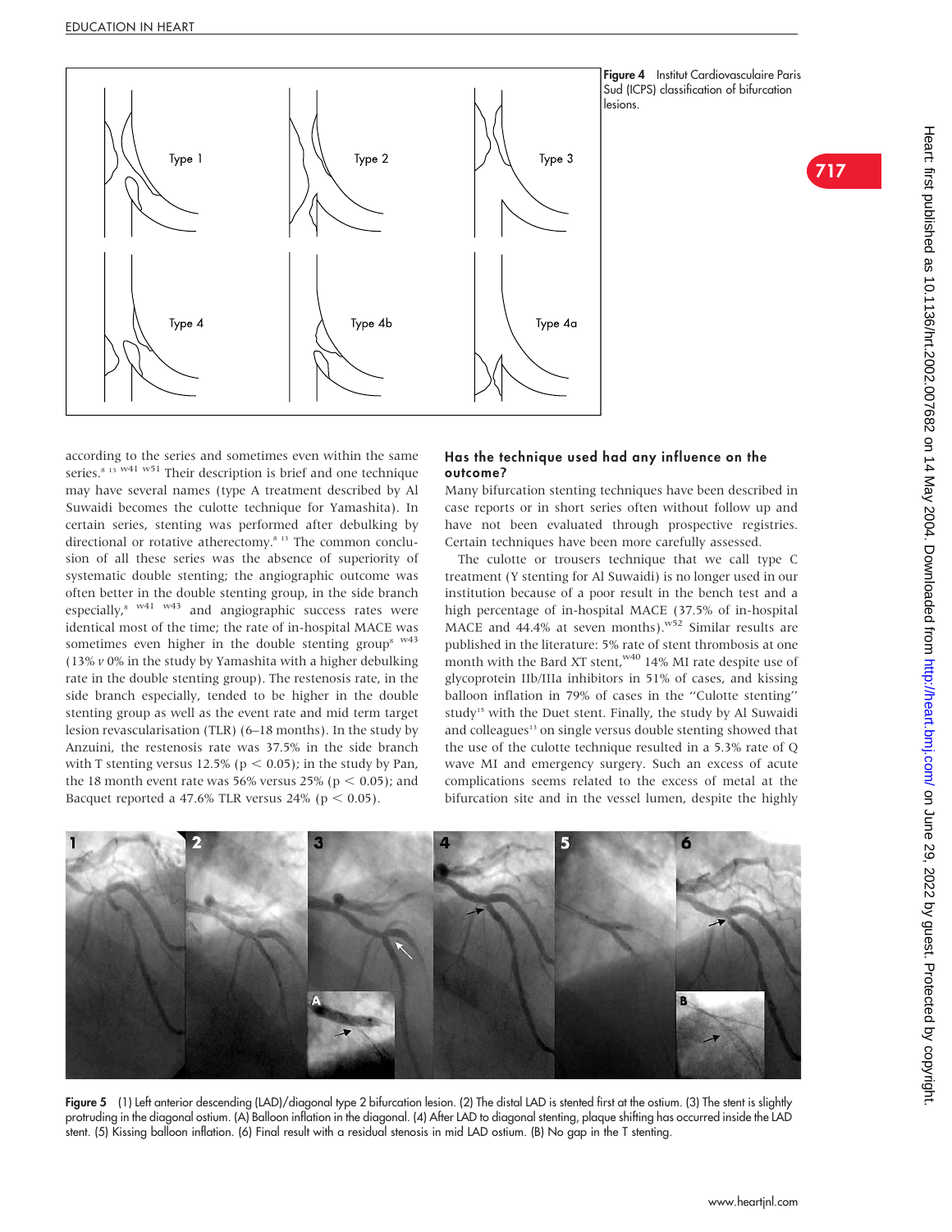Figure 4 Institut Cardiovasculaire Paris Sud (ICPS) classification of bifurcation lesions.

according to the series and sometimes even within the same series.[8 13 w41 w51] Their description is brief and one technique may have several names (type A treatment described by Al Suwaidi becomes the culotte technique for Yamashita). In certain series, stenting was performed after debulking by directional or rotative atherectomy.[8 13] The common conclusion of all these series was the absence of superiority of systematic double stenting; the angiographic outcome was often better in the double stenting group, in the side branch especially,[8 w41 w43] and angiographic success rates were identical most of the time; the rate of in-hospital MACE was sometimes even higher in the double stenting group[8 w43] (13% *v* 0% in the study by Yamashita with a higher debulking rate in the double stenting group). The restenosis rate, in the side branch especially, tended to be higher in the double stenting group as well as the event rate and mid term target lesion revascularisation (TLR) (6–18 months). In the study by Anzuini, the restenosis rate was 37.5% in the side branch with T stenting versus 12.5% ($p < 0.05$); in the study by Pan, the 18 month event rate was 56% versus 25% ($p < 0.05$); and Bacquet reported a 47.6% TLR versus 24% ($p < 0.05$).

### Has the technique used had any influence on the outcome?

Many bifurcation stenting techniques have been described in case reports or in short series often without follow up and have not been evaluated through prospective registries. Certain techniques have been more carefully assessed.

The culotte or trousers technique that we call type C treatment (Y stenting for Al Suwaidi) is no longer used in our institution because of a poor result in the bench test and a high percentage of in-hospital MACE (37.5% of in-hospital MACE and 44.4% at seven months).[w52] Similar results are published in the literature: 5% rate of stent thrombosis at one month with the Bard XT stent,[w40] 14% MI rate despite use of glycoprotein IIb/IIIa inhibitors in 51% of cases, and kissing balloon inflation in 79% of cases in the "Culotte stenting" study[15] with the Duet stent. Finally, the study by Al Suwaidi and colleagues[13] on single versus double stenting showed that the use of the culotte technique resulted in a 5.3% rate of Q wave MI and emergency surgery. Such an excess of acute complications seems related to the excess of metal at the bifurcation site and in the vessel lumen, despite the highly

Figure 5 (1) Left anterior descending (LAD)/diagonal type 2 bifurcation lesion. (2) The distal LAD is stented first at the ostium. (3) The stent is slightly protruding in the diagonal ostium. (A) Balloon inflation in the diagonal. (4) After LAD to diagonal stenting, plaque shifting has occurred inside the LAD stent. (5) Kissing balloon inflation. (6) Final result with a residual stenosis in mid LAD ostium. (B) No gap in the T stenting.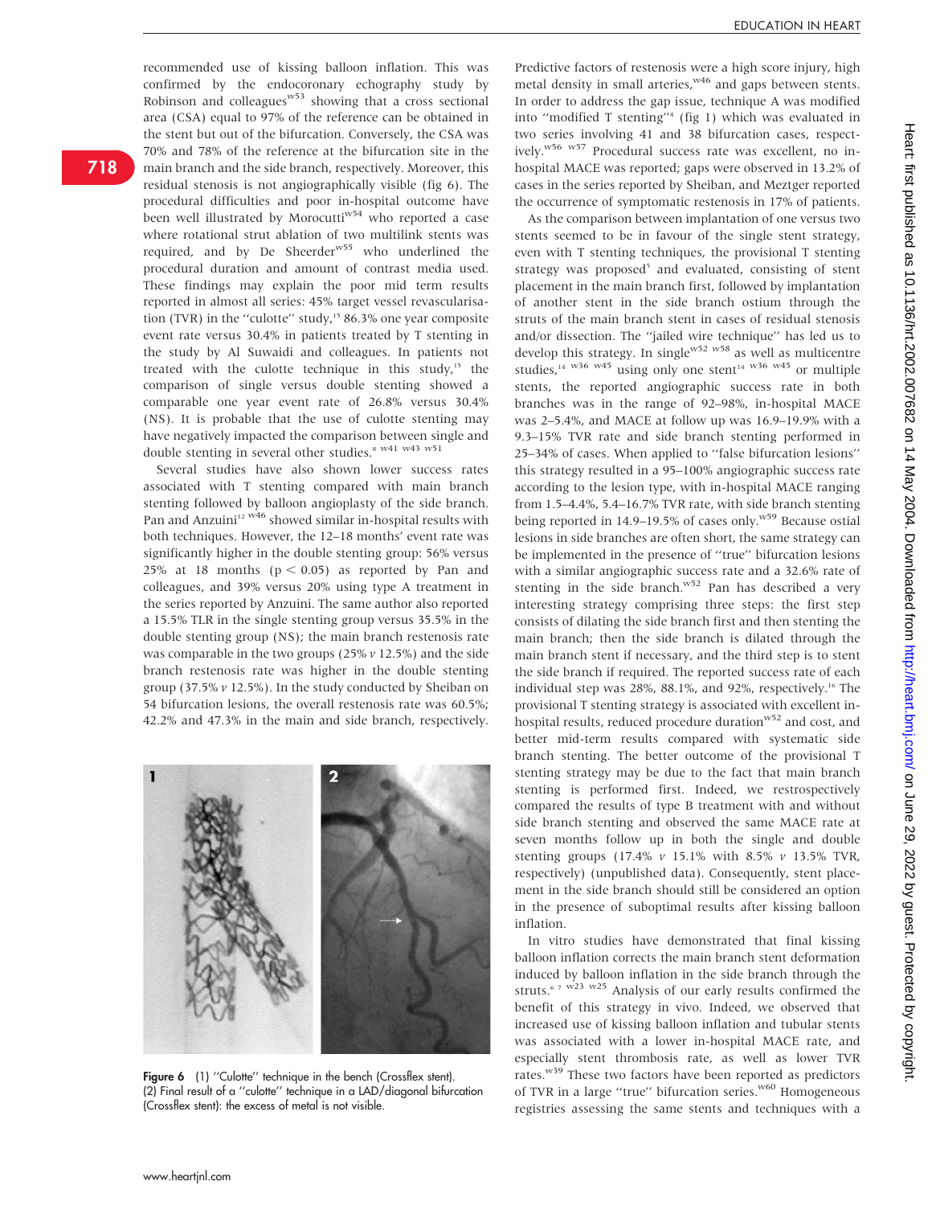recommended use of kissing balloon inflation. This was confirmed by the endocoronary echography study by Robinson and colleagues[w53] showing that a cross sectional area (CSA) equal to 97% of the reference can be obtained in the stent but out of the bifurcation. Conversely, the CSA was 70% and 78% of the reference at the bifurcation site in the main branch and the side branch, respectively. Moreover, this residual stenosis is not angiographically visible (fig 6). The procedural difficulties and poor in-hospital outcome have been well illustrated by Morocutti[w54] who reported a case where rotational strut ablation of two multilink stents was required, and by De Sheerder[w55] who underlined the procedural duration and amount of contrast media used. These findings may explain the poor mid term results reported in almost all series: 45% target vessel revascularisation (TVR) in the ''culotte'' study,[15] 86.3% one year composite event rate versus 30.4% in patients treated by T stenting in the study by Al Suwaidi and colleagues. In patients not treated with the culotte technique in this study,[15] the comparison of single versus double stenting showed a comparable one year event rate of 26.8% versus 30.4% (NS). It is probable that the use of culotte stenting may have negatively impacted the comparison between single and double stenting in several other studies.[8 w41 w43 w51]

Several studies have also shown lower success rates associated with T stenting compared with main branch stenting followed by balloon angioplasty of the side branch. Pan and Anzuini[12 w46] showed similar in-hospital results with both techniques. However, the 12–18 months' event rate was significantly higher in the double stenting group: 56% versus 25% at 18 months ($p < 0.05$) as reported by Pan and colleagues, and 39% versus 20% using type A treatment in the series reported by Anzuini. The same author also reported a 15.5% TLR in the single stenting group versus 35.5% in the double stenting group (NS); the main branch restenosis rate was comparable in the two groups (25% *v* 12.5%) and the side branch restenosis rate was higher in the double stenting group (37.5% *v* 12.5%). In the study conducted by Sheiban on 54 bifurcation lesions, the overall restenosis rate was 60.5%; 42.2% and 47.3% in the main and side branch, respectively.

**Figure 6** (1) ''Culotte'' technique in the bench (Crossflex stent). (2) Final result of a ''culotte'' technique in a LAD/diagonal bifurcation (Crossflex stent): the excess of metal is not visible.

Predictive factors of restenosis were a high score injury, high metal density in small arteries,[w46] and gaps between stents. In order to address the gap issue, technique A was modified into ''modified T stenting''[4] (fig 1) which was evaluated in two series involving 41 and 38 bifurcation cases, respectively.[w56 w57] Procedural success rate was excellent, no in-hospital MACE was reported; gaps were observed in 13.2% of cases in the series reported by Sheiban, and Meztger reported the occurrence of symptomatic restenosis in 17% of patients.

As the comparison between implantation of one versus two stents seemed to be in favour of the single stent strategy, even with T stenting techniques, the provisional T stenting strategy was proposed[5] and evaluated, consisting of stent placement in the main branch first, followed by implantation of another stent in the side branch ostium through the struts of the main branch stent in cases of residual stenosis and/or dissection. The ''jailed wire technique'' has led us to develop this strategy. In single[w52 w58] as well as multicentre studies,[14 w36 w45] using only one stent[14 w36 w45] or multiple stents, the reported angiographic success rate in both branches was in the range of 92–98%, in-hospital MACE was 2–5.4%, and MACE at follow up was 16.9–19.9% with a 9.3–15% TVR rate and side branch stenting performed in 25–34% of cases. When applied to ''false bifurcation lesions'' this strategy resulted in a 95–100% angiographic success rate according to the lesion type, with in-hospital MACE ranging from 1.5–4.4%, 5.4–16.7% TVR rate, with side branch stenting being reported in 14.9–19.5% of cases only.[w59] Because ostial lesions in side branches are often short, the same strategy can be implemented in the presence of ''true'' bifurcation lesions with a similar angiographic success rate and a 32.6% rate of stenting in the side branch.[w52] Pan has described a very interesting strategy comprising three steps: the first step consists of dilating the side branch first and then stenting the main branch; then the side branch is dilated through the main branch stent if necessary, and the third step is to stent the side branch if required. The reported success rate of each individual step was 28%, 88.1%, and 92%, respectively.[16] The provisional T stenting strategy is associated with excellent in-hospital results, reduced procedure duration[w52] and cost, and better mid-term results compared with systematic side branch stenting. The better outcome of the provisional T stenting strategy may be due to the fact that main branch stenting is performed first. Indeed, we restrospectively compared the results of type B treatment with and without side branch stenting and observed the same MACE rate at seven months follow up in both the single and double stenting groups (17.4% *v* 15.1% with 8.5% *v* 13.5% TVR, respectively) (unpublished data). Consequently, stent placement in the side branch should still be considered an option in the presence of suboptimal results after kissing balloon inflation.

In vitro studies have demonstrated that final kissing balloon inflation corrects the main branch stent deformation induced by balloon inflation in the side branch through the struts.[6 7 w23 w25] Analysis of our early results confirmed the benefit of this strategy in vivo. Indeed, we observed that increased use of kissing balloon inflation and tubular stents was associated with a lower in-hospital MACE rate, and especially stent thrombosis rate, as well as lower TVR rates.[w39] These two factors have been reported as predictors of TVR in a large ''true'' bifurcation series.[w60] Homogeneous registries assessing the same stents and techniques with a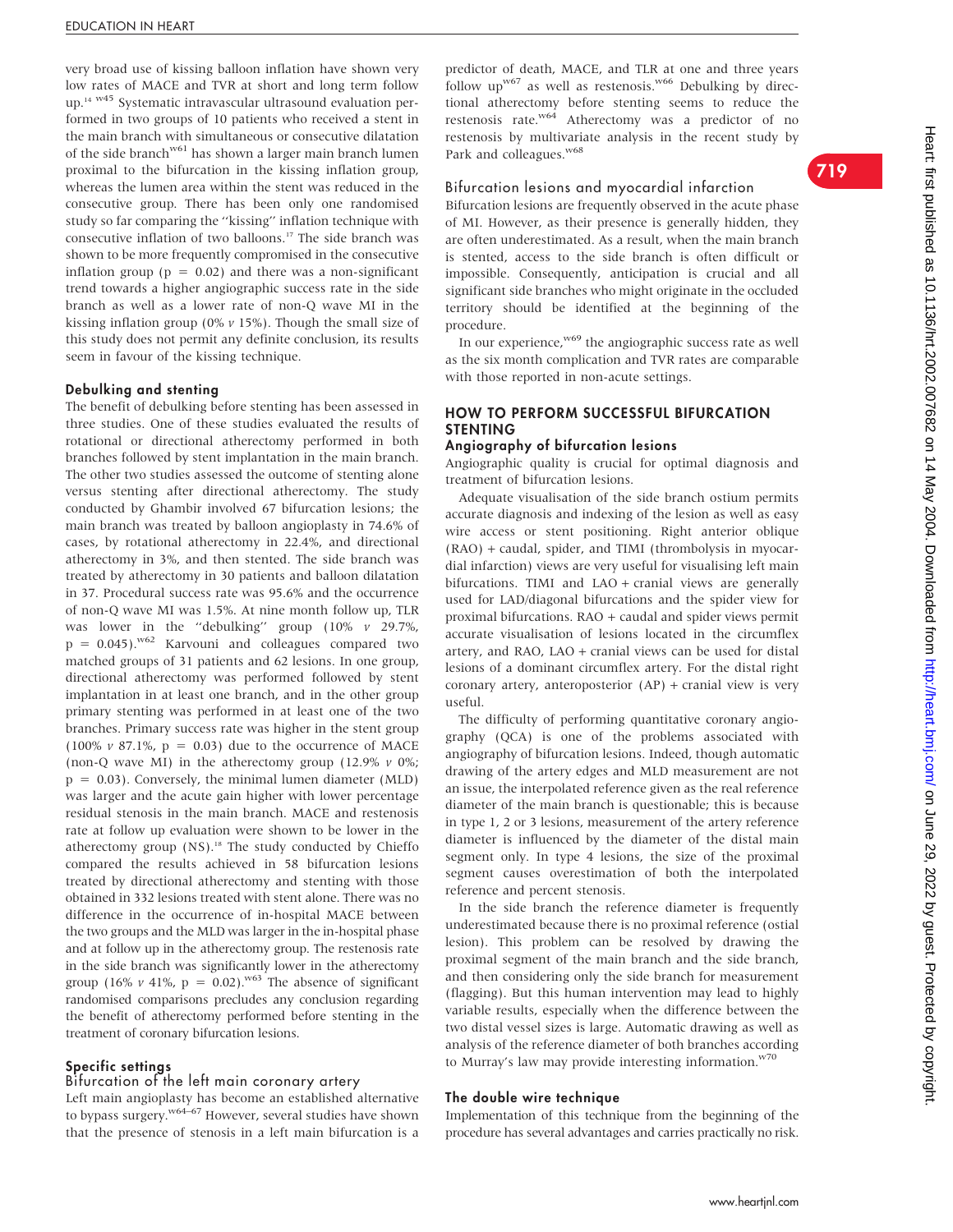very broad use of kissing balloon inflation have shown very low rates of MACE and TVR at short and long term follow up.[14 w45] Systematic intravascular ultrasound evaluation performed in two groups of 10 patients who received a stent in the main branch with simultaneous or consecutive dilatation of the side branch[w61] has shown a larger main branch lumen proximal to the bifurcation in the kissing inflation group, whereas the lumen area within the stent was reduced in the consecutive group. There has been only one randomised study so far comparing the ''kissing'' inflation technique with consecutive inflation of two balloons.[17] The side branch was shown to be more frequently compromised in the consecutive inflation group ($p = 0.02$) and there was a non-significant trend towards a higher angiographic success rate in the side branch as well as a lower rate of non-Q wave MI in the kissing inflation group (0% *v* 15%). Though the small size of this study does not permit any definite conclusion, its results seem in favour of the kissing technique.

### Debulking and stenting

The benefit of debulking before stenting has been assessed in three studies. One of these studies evaluated the results of rotational or directional atherectomy performed in both branches followed by stent implantation in the main branch. The other two studies assessed the outcome of stenting alone versus stenting after directional atherectomy. The study conducted by Ghambir involved 67 bifurcation lesions; the main branch was treated by balloon angioplasty in 74.6% of cases, by rotational atherectomy in 22.4%, and directional atherectomy in 3%, and then stented. The side branch was treated by atherectomy in 30 patients and balloon dilatation in 37. Procedural success rate was 95.6% and the occurrence of non-Q wave MI was 1.5%. At nine month follow up, TLR was lower in the ''debulking'' group (10% *v* 29.7%, $p = 0.045$).[w62] Karvouni and colleagues compared two matched groups of 31 patients and 62 lesions. In one group, directional atherectomy was performed followed by stent implantation in at least one branch, and in the other group primary stenting was performed in at least one of the two branches. Primary success rate was higher in the stent group (100% *v* 87.1%, $p = 0.03$) due to the occurrence of MACE (non-Q wave MI) in the atherectomy group (12.9% *v* 0%; $p = 0.03$). Conversely, the minimal lumen diameter (MLD) was larger and the acute gain higher with lower percentage residual stenosis in the main branch. MACE and restenosis rate at follow up evaluation were shown to be lower in the atherectomy group (NS).[18] The study conducted by Chieffo compared the results achieved in 58 bifurcation lesions treated by directional atherectomy and stenting with those obtained in 332 lesions treated with stent alone. There was no difference in the occurrence of in-hospital MACE between the two groups and the MLD was larger in the in-hospital phase and at follow up in the atherectomy group. The restenosis rate in the side branch was significantly lower in the atherectomy group (16% *v* 41%, $p = 0.02$).[w63] The absence of significant randomised comparisons precludes any conclusion regarding the benefit of atherectomy performed before stenting in the treatment of coronary bifurcation lesions.

### Specific settings

#### Bifurcation of the left main coronary artery

Left main angioplasty has become an established alternative to bypass surgery.[w64–67] However, several studies have shown that the presence of stenosis in a left main bifurcation is a predictor of death, MACE, and TLR at one and three years follow up[w67] as well as restenosis.[w66] Debulking by directional atherectomy before stenting seems to reduce the restenosis rate.[w64] Atherectomy was a predictor of no restenosis by multivariate analysis in the recent study by Park and colleagues.[w68]

#### Bifurcation lesions and myocardial infarction

Bifurcation lesions are frequently observed in the acute phase of MI. However, as their presence is generally hidden, they are often underestimated. As a result, when the main branch is stented, access to the side branch is often difficult or impossible. Consequently, anticipation is crucial and all significant side branches who might originate in the occluded territory should be identified at the beginning of the procedure.

In our experience,[w69] the angiographic success rate as well as the six month complication and TVR rates are comparable with those reported in non-acute settings.

## HOW TO PERFORM SUCCESSFUL BIFURCATION STENTING

### Angiography of bifurcation lesions

Angiographic quality is crucial for optimal diagnosis and treatment of bifurcation lesions.

Adequate visualisation of the side branch ostium permits accurate diagnosis and indexing of the lesion as well as easy wire access or stent positioning. Right anterior oblique (RAO) + caudal, spider, and TIMI (thrombolysis in myocardial infarction) views are very useful for visualising left main bifurcations. TIMI and LAO + cranial views are generally used for LAD/diagonal bifurcations and the spider view for proximal bifurcations. RAO + caudal and spider views permit accurate visualisation of lesions located in the circumflex artery, and RAO, LAO + cranial views can be used for distal lesions of a dominant circumflex artery. For the distal right coronary artery, anteroposterior (AP) + cranial view is very useful.

The difficulty of performing quantitative coronary angiography (QCA) is one of the problems associated with angiography of bifurcation lesions. Indeed, though automatic drawing of the artery edges and MLD measurement are not an issue, the interpolated reference given as the real reference diameter of the main branch is questionable; this is because in type 1, 2 or 3 lesions, measurement of the artery reference diameter is influenced by the diameter of the distal main segment only. In type 4 lesions, the size of the proximal segment causes overestimation of both the interpolated reference and percent stenosis.

In the side branch the reference diameter is frequently underestimated because there is no proximal reference (ostial lesion). This problem can be resolved by drawing the proximal segment of the main branch and the side branch, and then considering only the side branch for measurement (flagging). But this human intervention may lead to highly variable results, especially when the difference between the two distal vessel sizes is large. Automatic drawing as well as analysis of the reference diameter of both branches according to Murray's law may provide interesting information.[w70]

### The double wire technique

Implementation of this technique from the beginning of the procedure has several advantages and carries practically no risk.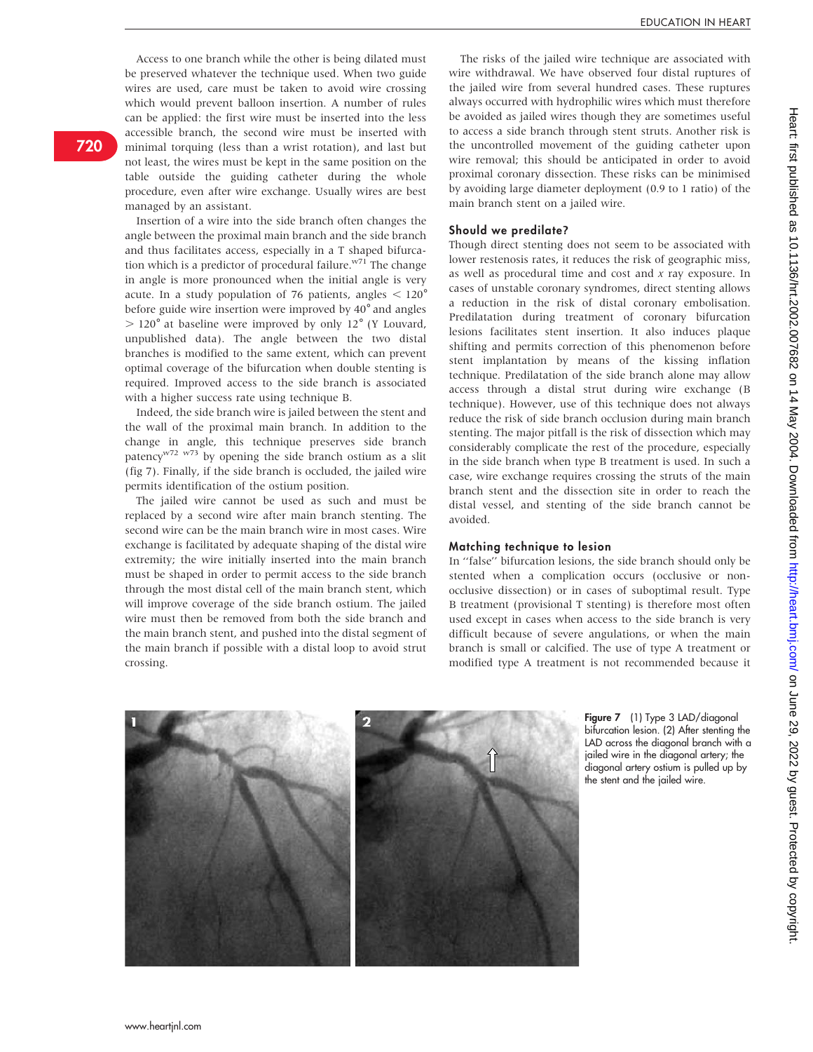Access to one branch while the other is being dilated must be preserved whatever the technique used. When two guide wires are used, care must be taken to avoid wire crossing which would prevent balloon insertion. A number of rules can be applied: the first wire must be inserted into the less accessible branch, the second wire must be inserted with minimal torquing (less than a wrist rotation), and last but not least, the wires must be kept in the same position on the table outside the guiding catheter during the whole procedure, even after wire exchange. Usually wires are best managed by an assistant.

Insertion of a wire into the side branch often changes the angle between the proximal main branch and the side branch and thus facilitates access, especially in a T shaped bifurcation which is a predictor of procedural failure.[w71] The change in angle is more pronounced when the initial angle is very acute. In a study population of 76 patients, angles < 120° before guide wire insertion were improved by 40° and angles > 120° at baseline were improved by only 12° (Y Louvard, unpublished data). The angle between the two distal branches is modified to the same extent, which can prevent optimal coverage of the bifurcation when double stenting is required. Improved access to the side branch is associated with a higher success rate using technique B.

Indeed, the side branch wire is jailed between the stent and the wall of the proximal main branch. In addition to the change in angle, this technique preserves side branch patency[w72 w73] by opening the side branch ostium as a slit (fig 7). Finally, if the side branch is occluded, the jailed wire permits identification of the ostium position.

The jailed wire cannot be used as such and must be replaced by a second wire after main branch stenting. The second wire can be the main branch wire in most cases. Wire exchange is facilitated by adequate shaping of the distal wire extremity; the wire initially inserted into the main branch must be shaped in order to permit access to the side branch through the most distal cell of the main branch stent, which will improve coverage of the side branch ostium. The jailed wire must then be removed from both the side branch and the main branch stent, and pushed into the distal segment of the main branch if possible with a distal loop to avoid strut crossing.

The risks of the jailed wire technique are associated with wire withdrawal. We have observed four distal ruptures of the jailed wire from several hundred cases. These ruptures always occurred with hydrophilic wires which must therefore be avoided as jailed wires though they are sometimes useful to access a side branch through stent struts. Another risk is the uncontrolled movement of the guiding catheter upon wire removal; this should be anticipated in order to avoid proximal coronary dissection. These risks can be minimised by avoiding large diameter deployment (0.9 to 1 ratio) of the main branch stent on a jailed wire.

### Should we predilate?

Though direct stenting does not seem to be associated with lower restenosis rates, it reduces the risk of geographic miss, as well as procedural time and cost and *x* ray exposure. In cases of unstable coronary syndromes, direct stenting allows a reduction in the risk of distal coronary embolisation. Predilatation during treatment of coronary bifurcation lesions facilitates stent insertion. It also induces plaque shifting and permits correction of this phenomenon before stent implantation by means of the kissing inflation technique. Predilatation of the side branch alone may allow access through a distal strut during wire exchange (B technique). However, use of this technique does not always reduce the risk of side branch occlusion during main branch stenting. The major pitfall is the risk of dissection which may considerably complicate the rest of the procedure, especially in the side branch when type B treatment is used. In such a case, wire exchange requires crossing the struts of the main branch stent and the dissection site in order to reach the distal vessel, and stenting of the side branch cannot be avoided.

### Matching technique to lesion

In "false" bifurcation lesions, the side branch should only be stented when a complication occurs (occlusive or non-occlusive dissection) or in cases of suboptimal result. Type B treatment (provisional T stenting) is therefore most often used except in cases when access to the side branch is very difficult because of severe angulations, or when the main branch is small or calcified. The use of type A treatment or modified type A treatment is not recommended because it

**Figure 7** (1) Type 3 LAD/diagonal bifurcation lesion. (2) After stenting the LAD across the diagonal branch with a jailed wire in the diagonal artery; the diagonal artery ostium is pulled up by the stent and the jailed wire.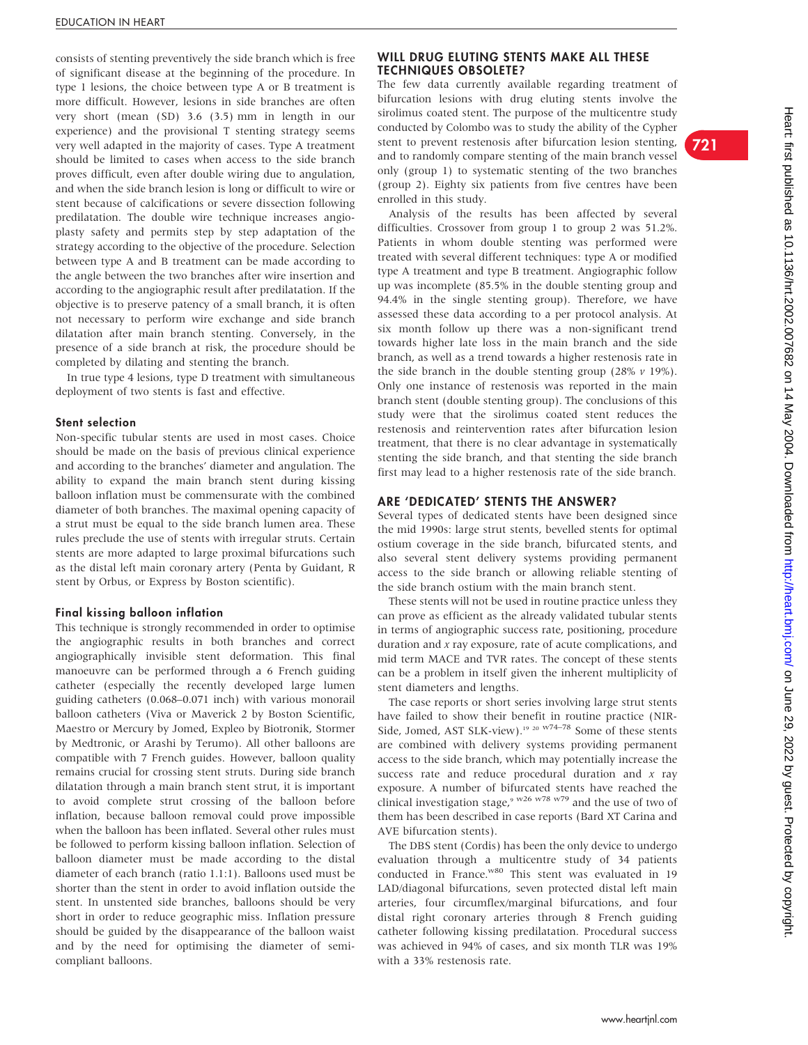consists of stenting preventively the side branch which is free of significant disease at the beginning of the procedure. In type 1 lesions, the choice between type A or B treatment is more difficult. However, lesions in side branches are often very short (mean (SD) 3.6 (3.5) mm in length in our experience) and the provisional T stenting strategy seems very well adapted in the majority of cases. Type A treatment should be limited to cases when access to the side branch proves difficult, even after double wiring due to angulation, and when the side branch lesion is long or difficult to wire or stent because of calcifications or severe dissection following predilatation. The double wire technique increases angioplasty safety and permits step by step adaptation of the strategy according to the objective of the procedure. Selection between type A and B treatment can be made according to the angle between the two branches after wire insertion and according to the angiographic result after predilatation. If the objective is to preserve patency of a small branch, it is often not necessary to perform wire exchange and side branch dilatation after main branch stenting. Conversely, in the presence of a side branch at risk, the procedure should be completed by dilating and stenting the branch.

In true type 4 lesions, type D treatment with simultaneous deployment of two stents is fast and effective.

### Stent selection

Non-specific tubular stents are used in most cases. Choice should be made on the basis of previous clinical experience and according to the branches' diameter and angulation. The ability to expand the main branch stent during kissing balloon inflation must be commensurate with the combined diameter of both branches. The maximal opening capacity of a strut must be equal to the side branch lumen area. These rules preclude the use of stents with irregular struts. Certain stents are more adapted to large proximal bifurcations such as the distal left main coronary artery (Penta by Guidant, R stent by Orbus, or Express by Boston scientific).

### Final kissing balloon inflation

This technique is strongly recommended in order to optimise the angiographic results in both branches and correct angiographically invisible stent deformation. This final manoeuvre can be performed through a 6 French guiding catheter (especially the recently developed large lumen guiding catheters (0.068–0.071 inch) with various monorail balloon catheters (Viva or Maverick 2 by Boston Scientific, Maestro or Mercury by Jomed, Expleo by Biotronik, Stormer by Medtronic, or Arashi by Terumo). All other balloons are compatible with 7 French guides. However, balloon quality remains crucial for crossing stent struts. During side branch dilatation through a main branch stent strut, it is important to avoid complete strut crossing of the balloon before inflation, because balloon removal could prove impossible when the balloon has been inflated. Several other rules must be followed to perform kissing balloon inflation. Selection of balloon diameter must be made according to the distal diameter of each branch (ratio 1.1:1). Balloons used must be shorter than the stent in order to avoid inflation outside the stent. In unstented side branches, balloons should be very short in order to reduce geographic miss. Inflation pressure should be guided by the disappearance of the balloon waist and by the need for optimising the diameter of semi-compliant balloons.

## WILL DRUG ELUTING STENTS MAKE ALL THESE TECHNIQUES OBSOLETE?

The few data currently available regarding treatment of bifurcation lesions with drug eluting stents involve the sirolimus coated stent. The purpose of the multicentre study conducted by Colombo was to study the ability of the Cypher stent to prevent restenosis after bifurcation lesion stenting, and to randomly compare stenting of the main branch vessel only (group 1) to systematic stenting of the two branches (group 2). Eighty six patients from five centres have been enrolled in this study.

Analysis of the results has been affected by several difficulties. Crossover from group 1 to group 2 was 51.2%. Patients in whom double stenting was performed were treated with several different techniques: type A or modified type A treatment and type B treatment. Angiographic follow up was incomplete (85.5% in the double stenting group and 94.4% in the single stenting group). Therefore, we have assessed these data according to a per protocol analysis. At six month follow up there was a non-significant trend towards higher late loss in the main branch and the side branch, as well as a trend towards a higher restenosis rate in the side branch in the double stenting group (28% *v* 19%). Only one instance of restenosis was reported in the main branch stent (double stenting group). The conclusions of this study were that the sirolimus coated stent reduces the restenosis and reintervention rates after bifurcation lesion treatment, that there is no clear advantage in systematically stenting the side branch, and that stenting the side branch first may lead to a higher restenosis rate of the side branch.

## ARE 'DEDICATED' STENTS THE ANSWER?

Several types of dedicated stents have been designed since the mid 1990s: large strut stents, bevelled stents for optimal ostium coverage in the side branch, bifurcated stents, and also several stent delivery systems providing permanent access to the side branch or allowing reliable stenting of the side branch ostium with the main branch stent.

These stents will not be used in routine practice unless they can prove as efficient as the already validated tubular stents in terms of angiographic success rate, positioning, procedure duration and *x* ray exposure, rate of acute complications, and mid term MACE and TVR rates. The concept of these stents can be a problem in itself given the inherent multiplicity of stent diameters and lengths.

The case reports or short series involving large strut stents have failed to show their benefit in routine practice (NIR-Side, Jomed, AST SLK-view).[19 20 w74–78] Some of these stents are combined with delivery systems providing permanent access to the side branch, which may potentially increase the success rate and reduce procedural duration and *x* ray exposure. A number of bifurcated stents have reached the clinical investigation stage,[9 w26 w78 w79] and the use of two of them has been described in case reports (Bard XT Carina and AVE bifurcation stents).

The DBS stent (Cordis) has been the only device to undergo evaluation through a multicentre study of 34 patients conducted in France.[w80] This stent was evaluated in 19 LAD/diagonal bifurcations, seven protected distal left main arteries, four circumflex/marginal bifurcations, and four distal right coronary arteries through 8 French guiding catheter following kissing predilatation. Procedural success was achieved in 94% of cases, and six month TLR was 19% with a 33% restenosis rate.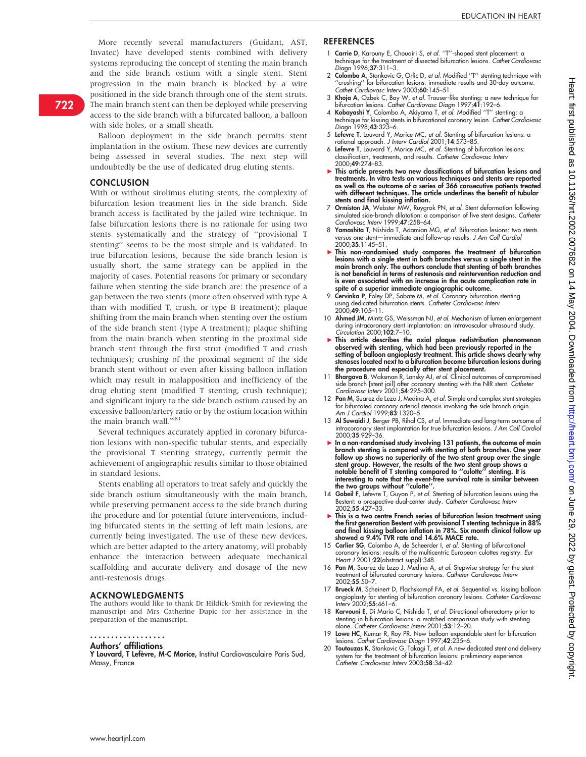More recently several manufacturers (Guidant, AST, Invatec) have developed stents combined with delivery systems reproducing the concept of stenting the main branch and the side branch ostium with a single stent. Stent progression in the main branch is blocked by a wire positioned in the side branch through one of the stent struts. The main branch stent can then be deployed while preserving access to the side branch with a bifurcated balloon, a balloon with side holes, or a small sheath.

Balloon deployment in the side branch permits stent implantation in the ostium. These new devices are currently being assessed in several studies. The next step will undoubtedly be the use of dedicated drug eluting stents.

## CONCLUSION

With or without sirolimus eluting stents, the complexity of bifurcation lesion treatment lies in the side branch. Side branch access is facilitated by the jailed wire technique. In false bifurcation lesions there is no rationale for using two stents systematically and the strategy of ''provisional T stenting'' seems to be the most simple and is validated. In true bifurcation lesions, because the side branch lesion is usually short, the same strategy can be applied in the majority of cases. Potential reasons for primary or secondary failure when stenting the side branch are: the presence of a gap between the two stents (more often observed with type A than with modified T, crush, or type B treatment); plaque shifting from the main branch when stenting over the ostium of the side branch stent (type A treatment); plaque shifting from the main branch when stenting in the proximal side branch stent through the first strut (modified T and crush techniques); crushing of the proximal segment of the side branch stent without or even after kissing balloon inflation which may result in malapposition and inefficiency of the drug eluting stent (modified T stenting, crush technique); and significant injury to the side branch ostium caused by an excessive balloon/artery ratio or by the ostium location within the main branch wall.[w81]

Several techniques accurately applied in coronary bifurcation lesions with non-specific tubular stents, and especially the provisional T stenting strategy, currently permit the achievement of angiographic results similar to those obtained in standard lesions.

Stents enabling all operators to treat safely and quickly the side branch ostium simultaneously with the main branch, while preserving permanent access to the side branch during the procedure and for potential future interventions, including bifurcated stents in the setting of left main lesions, are currently being investigated. The use of these new devices, which are better adapted to the artery anatomy, will probably enhance the interaction between adequate mechanical scaffolding and accurate delivery and dosage of the new anti-restenosis drugs.

## ACKNOWLEDGMENTS

The authors would like to thank Dr Hildick-Smith for reviewing the manuscript and Mrs Catherine Dupic for her assistance in the preparation of the manuscript.

### Authors' affiliations

**Y Louvard, T Lefèvre, M-C Morice,** Institut Cardiovasculaire Paris Sud, Massy, France

## REFERENCES

1. **Carrie D**, Karouny E, Chouairi S, *et al.* ''T''-shaped stent placement: a technique for the treatment of dissected bifurcation lesions. *Cathet Cardiovasc Diagn* 1996;**37**:311–3.
2. **Colombo A**, Stankovic G, Orlic D, *et al.* Modified ''T'' stenting technique with ''crushing'' for bifurcation lesions: immediate results and 30-day outcome. *Cathet Cardiovasc Interv* 2003;**60**:145–51.
3. **Khoja A**, Ozbek C, Bay W, *et al.* Trouser-like stenting: a new technique for bifurcation lesions. *Cathet Cardiovasc Diagn* 1997;**41**:192–6.
4. **Kobayashi Y**, Colombo A, Akiyama T, *et al.* Modified ''T'' stenting: a technique for kissing stents in bifurcational coronary lesion. *Cathet Cardiovasc Diagn* 1998;**43**:323–6.
5. **Lefevre T**, Louvard Y, Morice MC, *et al.* Stenting of bifurcation lesions: a rational approach. *J Interv Cardiol* 2001;**14**:573–85.
6. **Lefevre T**, Louvard Y, Morice MC, *et al.* Stenting of bifurcation lesions: classification, treatments, and results. *Catheter Cardiovasc Interv* 2000;**49**:274–83.
   - **This article presents two new classifications of bifurcation lesions and treatments. In vitro tests on various techniques and stents are reported as well as the outcome of a series of 366 consecutive patients treated with different techniques. The article underlines the benefit of tubular stents and final kissing inflation.**
7. **Ormiston JA**, Webster MW, Ruygrok PN, *et al.* Stent deformation following simulated side-branch dilatation: a comparison of five stent designs. *Catheter Cardiovasc Interv* 1999;**47**:258–64.
8. **Yamashita T**, Nishida T, Adamian MG, *et al.* Bifurcation lesions: two stents versus one stent—immediate and follow-up results. *J Am Coll Cardiol* 2000;**35**:1145–51.
   - **This non-randomised study compares the treatment of bifurcation lesions with a single stent in both branches versus a single stent in the main branch only. The authors conclude that stenting of both branches is not beneficial in terms of restenosis and reintervention reduction and is even associated with an increase in the acute complication rate in spite of a superior immediate angiographic outcome.**
9. **Cervinka P**, Foley DP, Sabate M, *et al.* Coronary bifurcation stenting using dedicated bifurcation stents. *Catheter Cardiovasc Interv* 2000;**49**:105–11.
10. **Ahmed JM**, Mintz GS, Weissman NJ, *et al.* Mechanism of lumen enlargement during intracoronary stent implantation: an intravascular ultrasound study. *Circulation* 2000;**102**:7–10.
    - **This article describes the axial plaque redistribution phenomenon observed with stenting, which had been previously reported in the setting of balloon angioplasty treatment. This article shows clearly why stenoses located next to a bifurcation become bifurcation lesions during the procedure and especially after stent placement.**
11. **Bhargava B**, Waksman R, Lansky AJ, *et al.* Clinical outcomes of compromised side branch [stent jail] after coronary stenting with the NIR stent. *Catheter Cardiovasc Interv* 2001;**54**:295–300.
12. **Pan M**, Suarez de Lezo J, Medina A, *et al.* Simple and complex stent strategies for bifurcated coronary arterial stenosis involving the side branch origin. *Am J Cardiol* 1999;**83**:1320–5.
13. **Al Suwaidi J**, Berger PB, Rihal CS, *et al.* Immediate and long-term outcome of intracoronary stent implantation for true bifurcation lesions. *J Am Coll Cardiol* 2000;**35**:929–36.
    - **In a non-randomised study involving 131 patients, the outcome of main branch stenting is compared with stenting of both branches. One year follow up shows no superiority of the two stent group over the single stent group. However, the results of the two stent group shows a notable benefit of T stenting compared to ''culotte'' stenting. It is interesting to note that the event-free survival rate is similar between the two groups without ''culotte''.**
14. **Gobeil F**, Lefevre T, Guyon P, *et al.* Stenting of bifurcation lesions using the Bestent: a prospective dual-center study. *Catheter Cardiovasc Interv* 2002;**55**:427–33.
    - **This is a two centre French series of bifurcation lesion treatment using the first generation Bestent with provisional T stenting technique in 88% and final kissing balloon inflation in 78%. Six month clinical follow up showed a 9.4% TVR rate and 14.6% MACE rate.**
15. **Carlier SG**, Colombo A, de Scheerder I, *et al.* Stenting of bifurcational coronary lesions: results of the multicentric European culottes registry. *Eur Heart J* 2001;**22**(abstract suppl):348.
16. **Pan M**, Suarez de Lezo J, Medina A, *et al.* Stepwise strategy for the stent treatment of bifurcated coronary lesions. *Catheter Cardiovasc Interv* 2002;**55**:50–7.
17. **Brueck M**, Scheinert D, Flachskampf FA, *et al.* Sequential vs. kissing balloon angioplasty for stenting of bifurcation coronary lesions. *Catheter Cardiovasc Interv* 2002;**55**:461–6.
18. **Karvouni E**, Di Mario C, Nishida T, *et al.* Directional atherectomy prior to stenting in bifurcation lesions: a matched comparison study with stenting alone. *Catheter Cardiovasc Interv* 2001;**53**:12–20.
19. **Lowe HC**, Kumar R, Roy PR. New balloon expandable stent for bifurcation lesions. *Cathet Cardiovasc Diagn* 1997;**42**:235–6.
20. **Toutouzas K**, Stankovic G, Takagi T, *et al.* A new dedicated stent and delivery system for the treatment of bifurcation lesions: preliminary experience *Catheter Cardiovasc Interv* 2003;**58**:34–42.